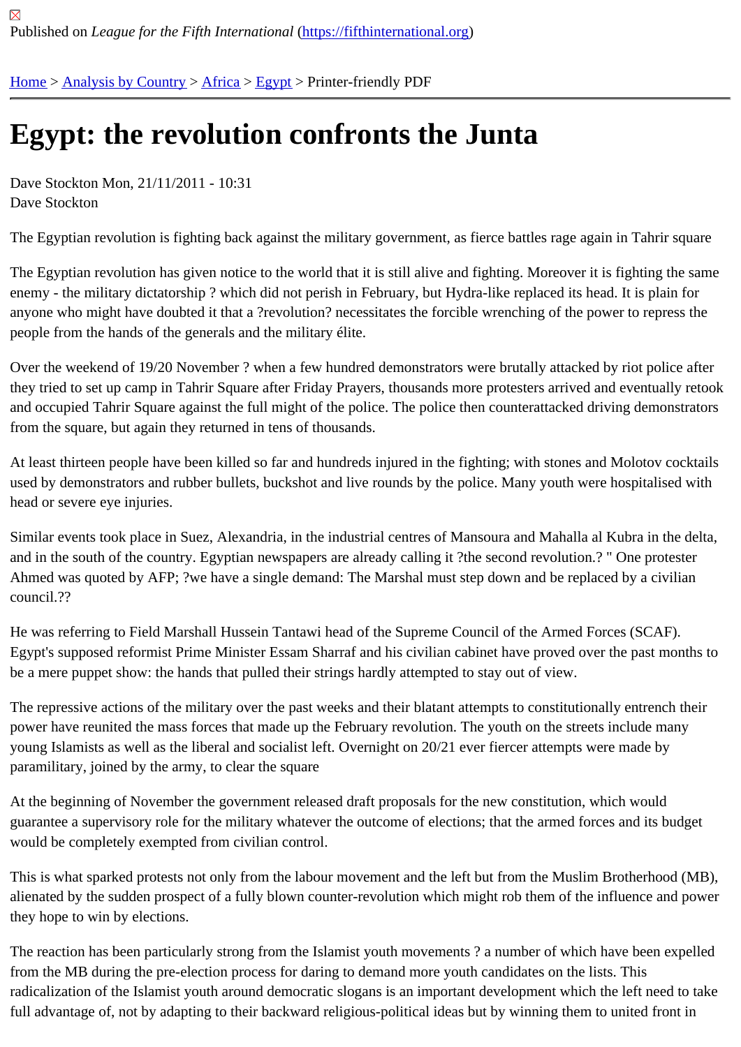Published on *League for the Fifth International* (https://fifthinternational.org)

Home > Analysis by Country > Africa > Egypt > Printer-friendly PDF

# Egypt: the revolution confronts the Junta

Dave Stockton Mon, 21/11/2011 - 10:31
Dave Stockton

The Egyptian revolution is fighting back against the military government, as fierce battles rage again in Tahrir square

The Egyptian revolution has given notice to the world that it is still alive and fighting. Moreover it is fighting the same enemy - the military dictatorship ? which did not perish in February, but Hydra-like replaced its head. It is plain for anyone who might have doubted it that a ?revolution? necessitates the forcible wrenching of the power to repress the people from the hands of the generals and the military élite.

Over the weekend of 19/20 November ? when a few hundred demonstrators were brutally attacked by riot police after they tried to set up camp in Tahrir Square after Friday Prayers, thousands more protesters arrived and eventually retook and occupied Tahrir Square against the full might of the police. The police then counterattacked driving demonstrators from the square, but again they returned in tens of thousands.

At least thirteen people have been killed so far and hundreds injured in the fighting; with stones and Molotov cocktails used by demonstrators and rubber bullets, buckshot and live rounds by the police. Many youth were hospitalised with head or severe eye injuries.

Similar events took place in Suez, Alexandria, in the industrial centres of Mansoura and Mahalla al Kubra in the delta, and in the south of the country. Egyptian newspapers are already calling it ?the second revolution.? " One protester Ahmed was quoted by AFP; ?we have a single demand: The Marshal must step down and be replaced by a civilian council.??

He was referring to Field Marshall Hussein Tantawi head of the Supreme Council of the Armed Forces (SCAF). Egypt's supposed reformist Prime Minister Essam Sharraf and his civilian cabinet have proved over the past months to be a mere puppet show: the hands that pulled their strings hardly attempted to stay out of view.

The repressive actions of the military over the past weeks and their blatant attempts to constitutionally entrench their power have reunited the mass forces that made up the February revolution. The youth on the streets include many young Islamists as well as the liberal and socialist left. Overnight on 20/21 ever fiercer attempts were made by paramilitary, joined by the army, to clear the square

At the beginning of November the government released draft proposals for the new constitution, which would guarantee a supervisory role for the military whatever the outcome of elections; that the armed forces and its budget would be completely exempted from civilian control.

This is what sparked protests not only from the labour movement and the left but from the Muslim Brotherhood (MB), alienated by the sudden prospect of a fully blown counter-revolution which might rob them of the influence and power they hope to win by elections.

The reaction has been particularly strong from the Islamist youth movements ? a number of which have been expelled from the MB during the pre-election process for daring to demand more youth candidates on the lists. This radicalization of the Islamist youth around democratic slogans is an important development which the left need to take full advantage of, not by adapting to their backward religious-political ideas but by winning them to united front in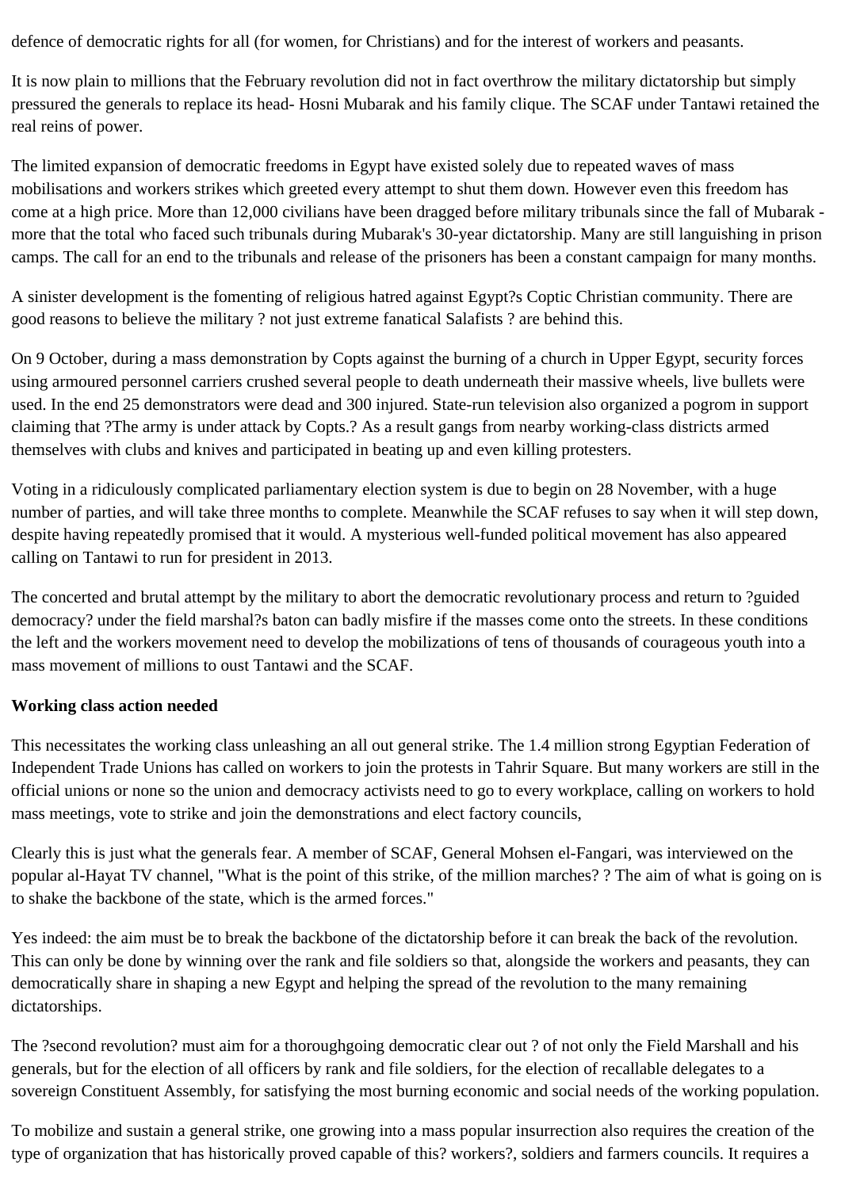defence of democratic rights for all (for women, for Christians) and for the interest of workers and peasants.

It is now plain to millions that the February revolution did not in fact overthrow the military dictatorship but simply pressured the generals to replace its head- Hosni Mubarak and his family clique. The SCAF under Tantawi retained the real reins of power.

The limited expansion of democratic freedoms in Egypt have existed solely due to repeated waves of mass mobilisations and workers strikes which greeted every attempt to shut them down. However even this freedom has come at a high price. More than 12,000 civilians have been dragged before military tribunals since the fall of Mubarak - more that the total who faced such tribunals during Mubarak's 30-year dictatorship. Many are still languishing in prison camps. The call for an end to the tribunals and release of the prisoners has been a constant campaign for many months.

A sinister development is the fomenting of religious hatred against Egypt?s Coptic Christian community. There are good reasons to believe the military ? not just extreme fanatical Salafists ? are behind this.

On 9 October, during a mass demonstration by Copts against the burning of a church in Upper Egypt, security forces using armoured personnel carriers crushed several people to death underneath their massive wheels, live bullets were used. In the end 25 demonstrators were dead and 300 injured. State-run television also organized a pogrom in support claiming that ?The army is under attack by Copts.? As a result gangs from nearby working-class districts armed themselves with clubs and knives and participated in beating up and even killing protesters.

Voting in a ridiculously complicated parliamentary election system is due to begin on 28 November, with a huge number of parties, and will take three months to complete. Meanwhile the SCAF refuses to say when it will step down, despite having repeatedly promised that it would. A mysterious well-funded political movement has also appeared calling on Tantawi to run for president in 2013.

The concerted and brutal attempt by the military to abort the democratic revolutionary process and return to ?guided democracy? under the field marshal?s baton can badly misfire if the masses come onto the streets. In these conditions the left and the workers movement need to develop the mobilizations of tens of thousands of courageous youth into a mass movement of millions to oust Tantawi and the SCAF.

**Working class action needed**

This necessitates the working class unleashing an all out general strike. The 1.4 million strong Egyptian Federation of Independent Trade Unions has called on workers to join the protests in Tahrir Square. But many workers are still in the official unions or none so the union and democracy activists need to go to every workplace, calling on workers to hold mass meetings, vote to strike and join the demonstrations and elect factory councils,

Clearly this is just what the generals fear. A member of SCAF, General Mohsen el-Fangari, was interviewed on the popular al-Hayat TV channel, "What is the point of this strike, of the million marches? ? The aim of what is going on is to shake the backbone of the state, which is the armed forces."

Yes indeed: the aim must be to break the backbone of the dictatorship before it can break the back of the revolution. This can only be done by winning over the rank and file soldiers so that, alongside the workers and peasants, they can democratically share in shaping a new Egypt and helping the spread of the revolution to the many remaining dictatorships.

The ?second revolution? must aim for a thoroughgoing democratic clear out ? of not only the Field Marshall and his generals, but for the election of all officers by rank and file soldiers, for the election of recallable delegates to a sovereign Constituent Assembly, for satisfying the most burning economic and social needs of the working population.

To mobilize and sustain a general strike, one growing into a mass popular insurrection also requires the creation of the type of organization that has historically proved capable of this? workers?, soldiers and farmers councils. It requires a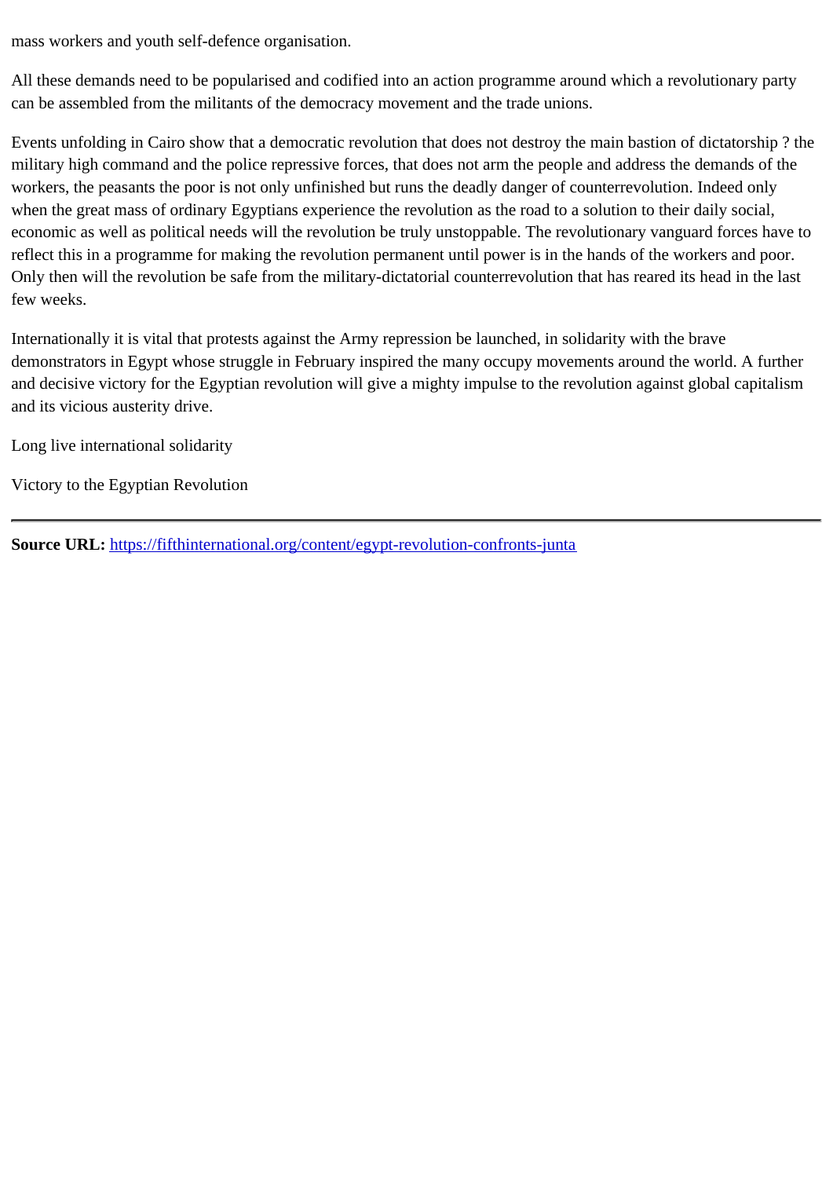mass workers and youth self-defence organisation.

All these demands need to be popularised and codified into an action programme around which a revolutionary party can be assembled from the militants of the democracy movement and the trade unions.

Events unfolding in Cairo show that a democratic revolution that does not destroy the main bastion of dictatorship ? the military high command and the police repressive forces, that does not arm the people and address the demands of the workers, the peasants the poor is not only unfinished but runs the deadly danger of counterrevolution. Indeed only when the great mass of ordinary Egyptians experience the revolution as the road to a solution to their daily social, economic as well as political needs will the revolution be truly unstoppable. The revolutionary vanguard forces have to reflect this in a programme for making the revolution permanent until power is in the hands of the workers and poor. Only then will the revolution be safe from the military-dictatorial counterrevolution that has reared its head in the last few weeks.

Internationally it is vital that protests against the Army repression be launched, in solidarity with the brave demonstrators in Egypt whose struggle in February inspired the many occupy movements around the world. A further and decisive victory for the Egyptian revolution will give a mighty impulse to the revolution against global capitalism and its vicious austerity drive.

Long live international solidarity

Victory to the Egyptian Revolution

---

**Source URL:** https://fifthinternational.org/content/egypt-revolution-confronts-junta